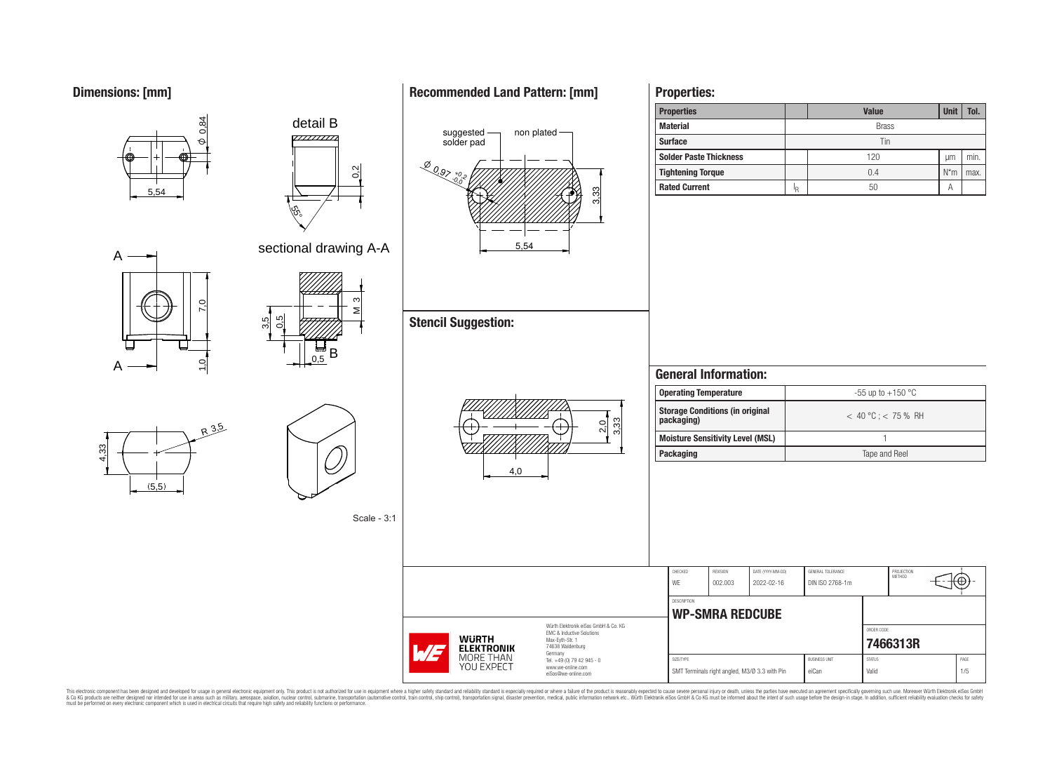## Dimensions: [mm]

detail B

sectional drawing A-A

Scale - 3:1

## Recommended Land Pattern: [mm]

suggested solder pad

non plated

## Stencil Suggestion:

## Properties:

| Properties | | Value | Unit | Tol. |
|---|---|---|---|---|
| Material | | Brass | | |
| Surface | | Tin | | |
| Solder Paste Thickness | | 120 | µm | min. |
| Tightening Torque | | 0.4 | N*m | max. |
| Rated Current | $I_R$ | 50 | A | |

## General Information:

| | |
|---|---|
| Operating Temperature | -55 up to +150 °C |
| Storage Conditions (in original packaging) | < 40 °C ; < 75 % RH |
| Moisture Sensitivity Level (MSL) | 1 |
| Packaging | Tape and Reel |

| CHECKED | REVISION | DATE (YYYY-MM-DD) | GENERAL TOLERANCE | PROJECTION METHOD |
|---|---|---|---|---|
| WE | 002.003 | 2022-02-16 | DIN ISO 2768-1m | |

DESCRIPTION: **WP-SMRA REDCUBE**

ORDER CODE: **7466313R**

| SIZE/TYPE | BUSINESS UNIT | STATUS | PAGE |
|---|---|---|---|
| SMT Terminals right angled, M3/Ø 3.3 with Pin | eiCan | Valid | 1/5 |

Würth Elektronik eiSos GmbH & Co. KG
EMC & Inductive Solutions
Max-Eyth-Str. 1
74638 Waldenburg
Germany
Tel. +49 (0) 79 42 945 - 0
www.we-online.com
eiSos@we-online.com

WÜRTH ELEKTRONIK MORE THAN YOU EXPECT

This electronic component has been designed and developed for usage in general electronic equipment only. This product is not authorized for use in equipment where a higher safety standard and reliability standard is especially required or where a failure of the product is reasonably expected to cause severe personal injury or death, unless the parties have executed an agreement specifically governing such use. Moreover Würth Elektronik eiSos GmbH & Co KG products are neither designed nor intended for use in areas such as military, aerospace, aviation, nuclear control, submarine, transportation (automotive control, train control, ship control), transportation signal, disaster prevention, medical, public information network etc.. Würth Elektronik eiSos GmbH & Co KG must be informed about the intent of such usage before the design-in stage. In addition, sufficient reliability evaluation checks for safety must be performed on every electronic component which is used in electrical circuits that require high safety and reliability functions or performance.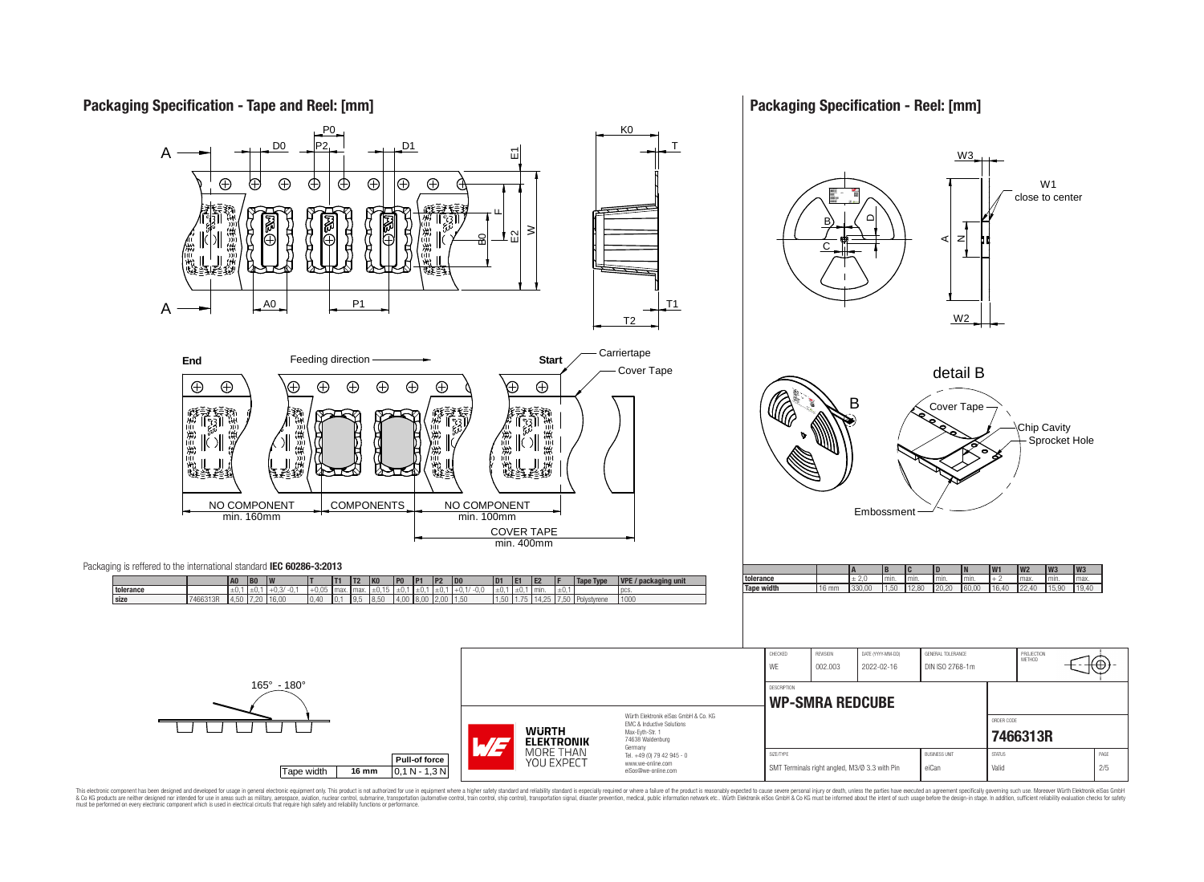## Packaging Specification - Tape and Reel: [mm]

Packaging is reffered to the international standard **IEC 60286-3:2013**

| | | A0 | B0 | W | T | T1 | T2 | K0 | P0 | P1 | P2 | D0 | D1 | E1 | E2 | F | Tape Type | VPE / packaging unit |
|---|---|---|---|---|---|---|---|---|---|---|---|---|---|---|---|---|---|---|
| tolerance | | ±0,1 | ±0,1 | +0,3/ -0,1 | +0,05 | max. | max. | ±0,15 | ±0,1 | ±0,1 | ±0,1 | +0,1/ -0,0 | ±0,1 | ±0,1 | min. | ±0,1 | | pcs. |
| size | 7466313R | 4,50 | 7,20 | 16,00 | 0,40 | 0,1 | 9,5 | 8,50 | 4,00 | 8,00 | 2,00 | 1,50 | 1,50 | 1,75 | 14,25 | 7,50 | Polystyrene | 1000 |

End — Feeding direction — Start

NO COMPONENT min. 160mm | COMPONENTS | NO COMPONENT min. 100mm | COVER TAPE min. 400mm

Carriertape, Cover Tape

165° - 180°

| Tape width | 16 mm | Pull-of force |
|---|---|---|
| | | 0,1 N - 1,3 N |

## Packaging Specification - Reel: [mm]

W1 close to center

detail B: Cover Tape, Chip Cavity, Sprocket Hole, Embossment

| | | A | B | C | D | N | W1 | W2 | W3 | W3 |
|---|---|---|---|---|---|---|---|---|---|---|
| tolerance | | ± 2,0 | min. | min. | min. | min. | + 2 | max. | min. | max. |
| Tape width | 16 mm | 330,00 | 1,50 | 12,80 | 20,20 | 60,00 | 16,40 | 22,40 | 15,90 | 19,40 |

| CHECKED | REVISION | DATE (YYYY-MM-DD) | GENERAL TOLERANCE | PROJECTION METHOD |
|---|---|---|---|---|
| WE | 002.003 | 2022-02-16 | DIN ISO 2768-1m | |

DESCRIPTION: **WP-SMRA REDCUBE**

ORDER CODE: **7466313R**

| SIZE/TYPE | BUSINESS UNIT | STATUS | PAGE |
|---|---|---|---|
| SMT Terminals right angled, M3/Ø 3.3 with Pin | eiCan | Valid | 2/5 |

Würth Elektronik eiSos GmbH & Co. KG
EMC & Inductive Solutions
Max-Eyth-Str. 1
74638 Waldenburg
Germany
Tel. +49 (0) 79 42 945 - 0
www.we-online.com
eiSos@we-online.com

WÜRTH ELEKTRONIK MORE THAN YOU EXPECT

This electronic component has been designed and developed for usage in general electronic equipment only. This product is not authorized for use in equipment where a higher safety standard and reliability standard is especially required or where a failure of the product is reasonably expected to cause severe personal injury or death, unless the parties have executed an agreement specifically governing such use. Moreover Würth Elektronik eiSos GmbH & Co KG products are neither designed nor intended for use in areas such as military, aerospace, aviation, nuclear control, submarine, transportation (automotive control, train control, ship control), transportation signal, disaster prevention, medical, public information network etc.. Würth Elektronik eiSos GmbH & Co KG must be informed about the intent of such usage before the design-in stage. In addition, sufficient reliability evaluation checks for safety must be performed on every electronic component which is used in electrical circuits that require high safety and reliability functions or performance.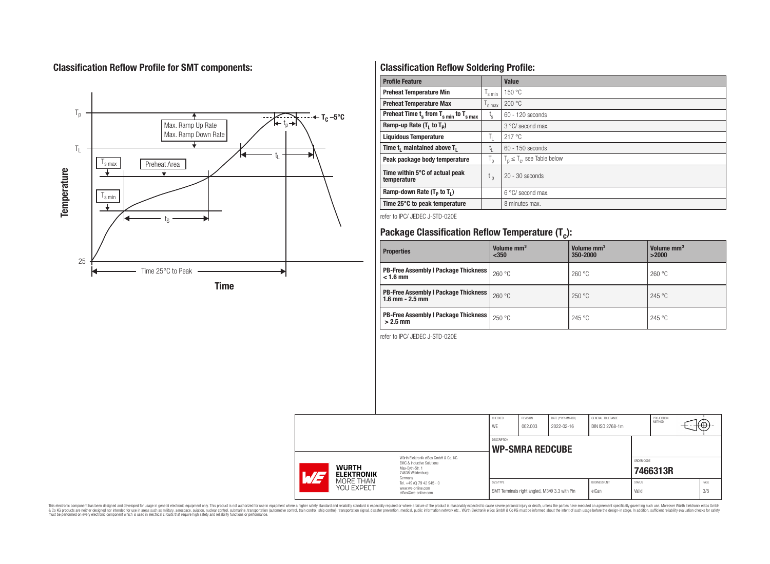## Classification Reflow Profile for SMT components:

Temperature

$T_p$

$T_L$

$T_{s\,max}$

$T_{s\,min}$

25

Max. Ramp Up Rate

Max. Ramp Down Rate

Preheat Area

$t_p$

$T_C$ –5°C

$t_L$

$t_S$

Time 25°C to Peak

Time

## Classification Reflow Soldering Profile:

| Profile Feature | | Value |
|---|---|---|
| Preheat Temperature Min | $T_{s\,min}$ | 150 °C |
| Preheat Temperature Max | $T_{s\,max}$ | 200 °C |
| Preheat Time $t_s$ from $T_{s\,min}$ to $T_{s\,max}$ | $t_s$ | 60 - 120 seconds |
| Ramp-up Rate ($T_L$ to $T_P$) | | 3 °C/ second max. |
| Liquidous Temperature | $T_L$ | 217 °C |
| Time $t_L$ maintained above $T_L$ | $t_L$ | 60 - 150 seconds |
| Peak package body temperature | $T_p$ | $T_p \leq T_c$, see Table below |
| Time within 5°C of actual peak temperature | $t_p$ | 20 - 30 seconds |
| Ramp-down Rate ($T_P$ to $T_L$) | | 6 °C/ second max. |
| Time 25°C to peak temperature | | 8 minutes max. |

refer to IPC/ JEDEC J-STD-020E

## Package Classification Reflow Temperature ($T_C$):

| Properties | Volume mm³ <350 | Volume mm³ 350-2000 | Volume mm³ >2000 |
|---|---|---|---|
| PB-Free Assembly \| Package Thickness < 1.6 mm | 260 °C | 260 °C | 260 °C |
| PB-Free Assembly \| Package Thickness 1.6 mm - 2.5 mm | 260 °C | 250 °C | 245 °C |
| PB-Free Assembly \| Package Thickness > 2.5 mm | 250 °C | 245 °C | 245 °C |

refer to IPC/ JEDEC J-STD-020E

| CHECKED | REVISION | DATE (YYYY-MM-DD) | GENERAL TOLERANCE | PROJECTION METHOD |
|---|---|---|---|---|
| WE | 002.003 | 2022-02-16 | DIN ISO 2768-1m | |

DESCRIPTION: **WP-SMRA REDCUBE**

ORDER CODE: **7466313R**

| SIZE/TYPE | BUSINESS UNIT | STATUS | PAGE |
|---|---|---|---|
| SMT Terminals right angled, M3/Ø 3.3 with Pin | eiCan | Valid | 3/5 |

Würth Elektronik eiSos GmbH & Co. KG
EMC & Inductive Solutions
Max-Eyth-Str. 1
74638 Waldenburg
Germany
Tel. +49 (0) 79 42 945 - 0
www.we-online.com
eiSos@we-online.com

WÜRTH ELEKTRONIK MORE THAN YOU EXPECT

This electronic component has been designed and developed for usage in general electronic equipment only. This product is not authorized for use in equipment where a higher safety standard and reliability standard is especially required or where a failure of the product is reasonably expected to cause severe personal injury or death, unless the parties have executed an agreement specifically governing such use. Moreover Würth Elektronik eiSos GmbH & Co KG products are neither designed nor intended for use in areas such as military, aerospace, aviation, nuclear control, submarine, transportation (automotive control, train control, ship control), transportation signal, disaster prevention, medical, public information network etc.. Würth Elektronik eiSos GmbH & Co KG must be informed about the intent of such usage before the design-in stage. In addition, sufficient reliability evaluation checks for safety must be performed on every electronic component which is used in electrical circuits that require high safety and reliability functions or performance.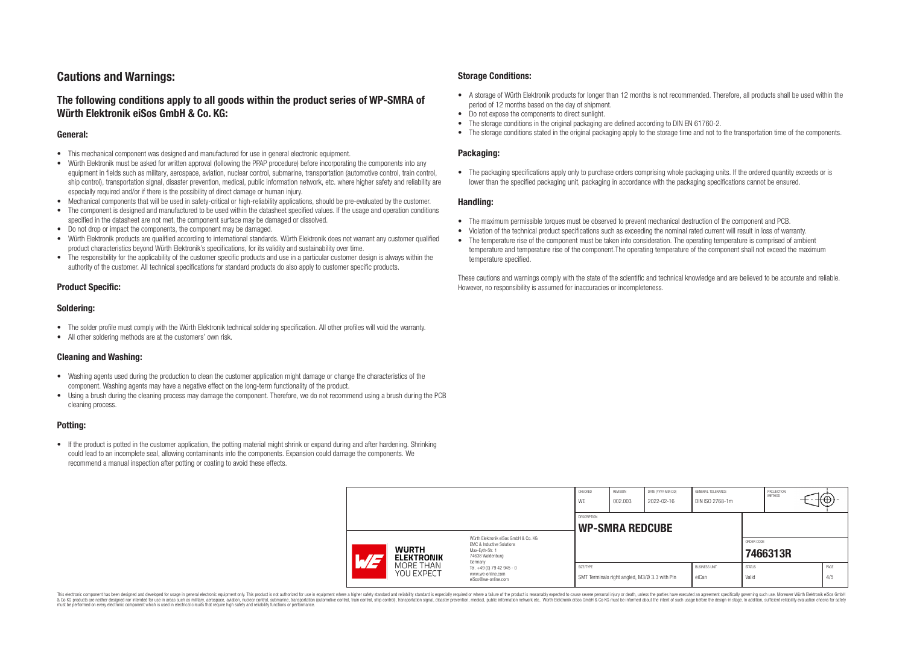# Cautions and Warnings:

## The following conditions apply to all goods within the product series of WP-SMRA of Würth Elektronik eiSos GmbH & Co. KG:

### General:

- This mechanical component was designed and manufactured for use in general electronic equipment.
- Würth Elektronik must be asked for written approval (following the PPAP procedure) before incorporating the components into any equipment in fields such as military, aerospace, aviation, nuclear control, submarine, transportation (automotive control, train control, ship control), transportation signal, disaster prevention, medical, public information network, etc. where higher safety and reliability are especially required and/or if there is the possibility of direct damage or human injury.
- Mechanical components that will be used in safety-critical or high-reliability applications, should be pre-evaluated by the customer.
- The component is designed and manufactured to be used within the datasheet specified values. If the usage and operation conditions specified in the datasheet are not met, the component surface may be damaged or dissolved.
- Do not drop or impact the components, the component may be damaged.
- Würth Elektronik products are qualified according to international standards. Würth Elektronik does not warrant any customer qualified product characteristics beyond Würth Elektronik's specifications, for its validity and sustainability over time.
- The responsibility for the applicability of the customer specific products and use in a particular customer design is always within the authority of the customer. All technical specifications for standard products do also apply to customer specific products.

### Product Specific:

### Soldering:

- The solder profile must comply with the Würth Elektronik technical soldering specification. All other profiles will void the warranty.
- All other soldering methods are at the customers' own risk.

### Cleaning and Washing:

- Washing agents used during the production to clean the customer application might damage or change the characteristics of the component. Washing agents may have a negative effect on the long-term functionality of the product.
- Using a brush during the cleaning process may damage the component. Therefore, we do not recommend using a brush during the PCB cleaning process.

### Potting:

- If the product is potted in the customer application, the potting material might shrink or expand during and after hardening. Shrinking could lead to an incomplete seal, allowing contaminants into the components. Expansion could damage the components. We recommend a manual inspection after potting or coating to avoid these effects.

### Storage Conditions:

- A storage of Würth Elektronik products for longer than 12 months is not recommended. Therefore, all products shall be used within the period of 12 months based on the day of shipment.
- Do not expose the components to direct sunlight.
- The storage conditions in the original packaging are defined according to DIN EN 61760-2.
- The storage conditions stated in the original packaging apply to the storage time and not to the transportation time of the components.

### Packaging:

- The packaging specifications apply only to purchase orders comprising whole packaging units. If the ordered quantity exceeds or is lower than the specified packaging unit, packaging in accordance with the packaging specifications cannot be ensured.

### Handling:

- The maximum permissible torques must be observed to prevent mechanical destruction of the component and PCB.
- Violation of the technical product specifications such as exceeding the nominal rated current will result in loss of warranty.
- The temperature rise of the component must be taken into consideration. The operating temperature is comprised of ambient temperature and temperature rise of the component.The operating temperature of the component shall not exceed the maximum temperature specified.

These cautions and warnings comply with the state of the scientific and technical knowledge and are believed to be accurate and reliable. However, no responsibility is assumed for inaccuracies or incompleteness.

| CHECKED | REVISION | DATE (YYYY-MM-DD) | GENERAL TOLERANCE | PROJECTION METHOD |
|---|---|---|---|---|
| WE | 002.003 | 2022-02-16 | DIN ISO 2768-1m | |

| DESCRIPTION | ORDER CODE |
|---|---|
| WP-SMRA REDCUBE | 7466313R |

| SIZE/TYPE | BUSINESS UNIT | STATUS | PAGE |
|---|---|---|---|
| SMT Terminals right angled, M3/Ø 3.3 with Pin | eiCan | Valid | 4/5 |

Würth Elektronik eiSos GmbH & Co. KG
EMC & Inductive Solutions
Max-Eyth-Str. 1
74638 Waldenburg
Germany
Tel. +49 (0) 79 42 945 - 0
www.we-online.com
eiSos@we-online.com

This electronic component has been designed and developed for usage in general electronic equipment only. This product is not authorized for use in equipment where a higher safety standard and reliability standard is especially required or where a failure of the product is reasonably expected to cause severe personal injury or death, unless the parties have executed an agreement specifically governing such use. Moreover Würth Elektronik eiSos GmbH & Co KG products are neither designed nor intended for use in areas such as military, aerospace, aviation, nuclear control, submarine, transportation (automotive control, train control, ship control), transportation signal, disaster prevention, medical, public information network etc.. Würth Elektronik eiSos GmbH & Co KG must be informed about the intent of such usage before the design-in stage. In addition, sufficient reliability evaluation checks for safety must be performed on every electronic component which is used in electrical circuits that require high safety and reliability functions or performance.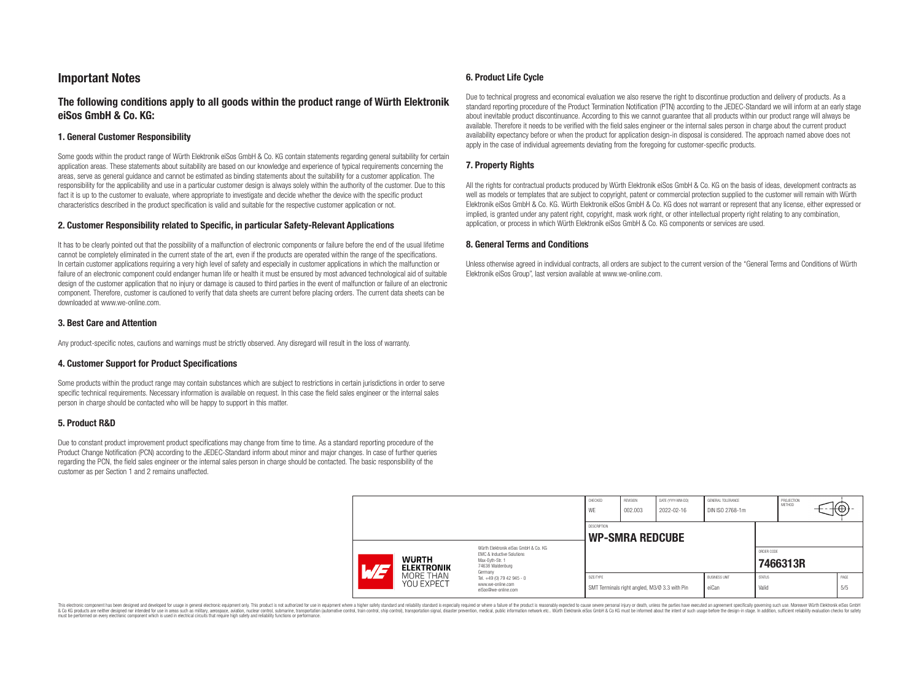# Important Notes

## The following conditions apply to all goods within the product range of Würth Elektronik eiSos GmbH & Co. KG:

### 1. General Customer Responsibility

Some goods within the product range of Würth Elektronik eiSos GmbH & Co. KG contain statements regarding general suitability for certain application areas. These statements about suitability are based on our knowledge and experience of typical requirements concerning the areas, serve as general guidance and cannot be estimated as binding statements about the suitability for a customer application. The responsibility for the applicability and use in a particular customer design is always solely within the authority of the customer. Due to this fact it is up to the customer to evaluate, where appropriate to investigate and decide whether the device with the specific product characteristics described in the product specification is valid and suitable for the respective customer application or not.

### 2. Customer Responsibility related to Specific, in particular Safety-Relevant Applications

It has to be clearly pointed out that the possibility of a malfunction of electronic components or failure before the end of the usual lifetime cannot be completely eliminated in the current state of the art, even if the products are operated within the range of the specifications. In certain customer applications requiring a very high level of safety and especially in customer applications in which the malfunction or failure of an electronic component could endanger human life or health it must be ensured by most advanced technological aid of suitable design of the customer application that no injury or damage is caused to third parties in the event of malfunction or failure of an electronic component. Therefore, customer is cautioned to verify that data sheets are current before placing orders. The current data sheets can be downloaded at www.we-online.com.

### 3. Best Care and Attention

Any product-specific notes, cautions and warnings must be strictly observed. Any disregard will result in the loss of warranty.

### 4. Customer Support for Product Specifications

Some products within the product range may contain substances which are subject to restrictions in certain jurisdictions in order to serve specific technical requirements. Necessary information is available on request. In this case the field sales engineer or the internal sales person in charge should be contacted who will be happy to support in this matter.

### 5. Product R&D

Due to constant product improvement product specifications may change from time to time. As a standard reporting procedure of the Product Change Notification (PCN) according to the JEDEC-Standard inform about minor and major changes. In case of further queries regarding the PCN, the field sales engineer or the internal sales person in charge should be contacted. The basic responsibility of the customer as per Section 1 and 2 remains unaffected.

### 6. Product Life Cycle

Due to technical progress and economical evaluation we also reserve the right to discontinue production and delivery of products. As a standard reporting procedure of the Product Termination Notification (PTN) according to the JEDEC-Standard we will inform at an early stage about inevitable product discontinuance. According to this we cannot guarantee that all products within our product range will always be available. Therefore it needs to be verified with the field sales engineer or the internal sales person in charge about the current product availability expectancy before or when the product for application design-in disposal is considered. The approach named above does not apply in the case of individual agreements deviating from the foregoing for customer-specific products.

### 7. Property Rights

All the rights for contractual products produced by Würth Elektronik eiSos GmbH & Co. KG on the basis of ideas, development contracts as well as models or templates that are subject to copyright, patent or commercial protection supplied to the customer will remain with Würth Elektronik eiSos GmbH & Co. KG. Würth Elektronik eiSos GmbH & Co. KG does not warrant or represent that any license, either expressed or implied, is granted under any patent right, copyright, mask work right, or other intellectual property right relating to any combination, application, or process in which Würth Elektronik eiSos GmbH & Co. KG components or services are used.

### 8. General Terms and Conditions

Unless otherwise agreed in individual contracts, all orders are subject to the current version of the "General Terms and Conditions of Würth Elektronik eiSos Group", last version available at www.we-online.com.

| | | | | | | | |
|---|---|---|---|---|---|---|---|
| CHECKED WE | REVISION 002.003 | DATE (YYYY-MM-DD) 2022-02-16 | GENERAL TOLERANCE DIN ISO 2768-1m | PROJECTION METHOD | | | |
| DESCRIPTION **WP-SMRA REDCUBE** | | | | | | | |
| Würth Elektronik eiSos GmbH & Co. KG, EMC & Inductive Solutions, Max-Eyth-Str. 1, 74638 Waldenburg, Germany, Tel. +49 (0) 79 42 945 - 0, www.we-online.com, eiSos@we-online.com | | | | ORDER CODE **7466313R** | | | |
| SIZE/TYPE SMT Terminals right angled, M3/Ø 3.3 with Pin | | | BUSINESS UNIT eiCan | STATUS Valid | | PAGE 5/5 | |

This electronic component has been designed and developed for usage in general electronic equipment only. This product is not authorized for use in equipment where a higher safety standard and reliability standard is especially required or where a failure of the product is reasonably expected to cause severe personal injury or death, unless the parties have executed an agreement specifically governing such use. Moreover Würth Elektronik eiSos GmbH & Co KG products are neither designed nor intended for use in areas such as military, aerospace, aviation, nuclear control, submarine, transportation (automotive control, train control, ship control), transportation signal, disaster prevention, medical, public information network etc.. Würth Elektronik eiSos GmbH & Co KG must be informed about the intent of such usage before the design-in stage. In addition, sufficient reliability evaluation checks for safety must be performed on every electronic component which is used in electrical circuits that require high safety and reliability functions or performance.